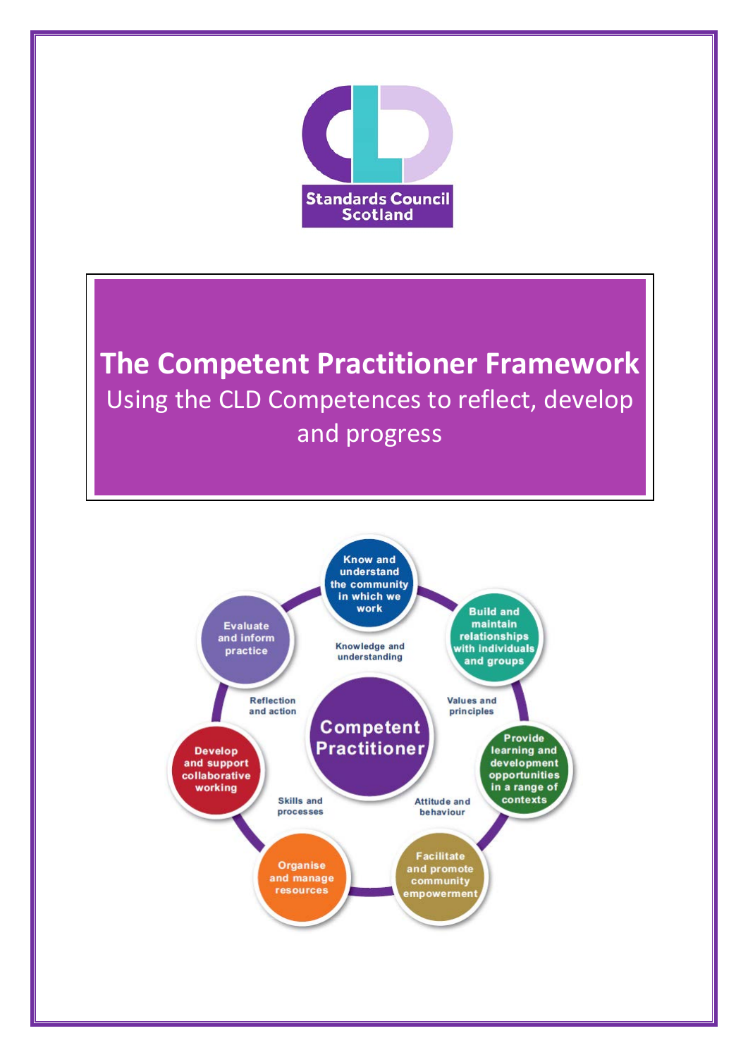Standards Council Scotland

# The Competent Practitioner Framework

Using the CLD Competences to reflect, develop and progress

Know and understand the community in which we work

Build and maintain relationships with individuals and groups

Provide learning and development opportunities in a range of contexts

Facilitate and promote community empowerment

Organise and manage resources

Develop and support collaborative working

Evaluate and inform practice

Knowledge and understanding

Values and principles

Attitude and behaviour

Skills and processes

Reflection and action

Competent Practitioner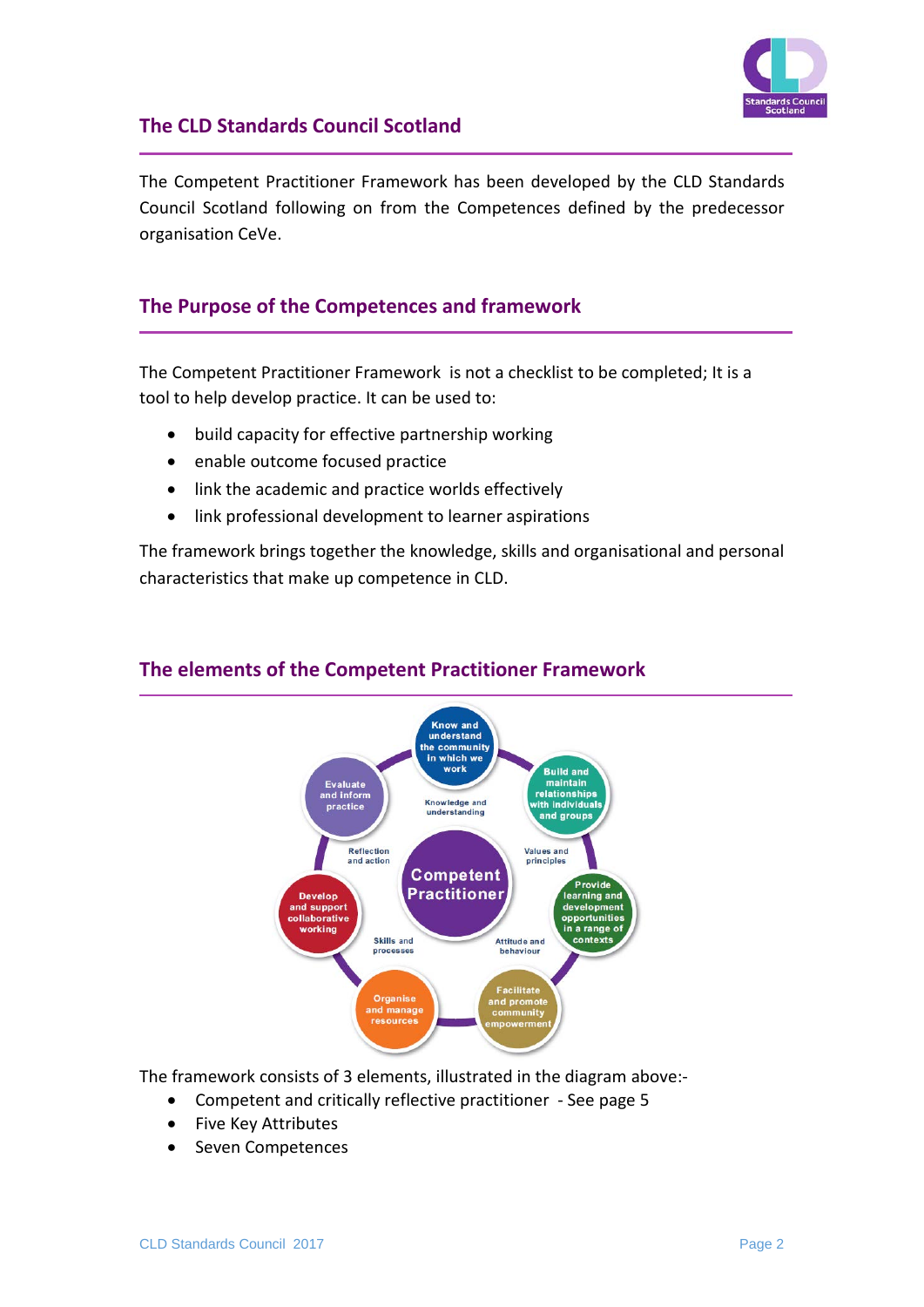## The CLD Standards Council Scotland

The Competent Practitioner Framework has been developed by the CLD Standards Council Scotland following on from the Competences defined by the predecessor organisation CeVe.

## The Purpose of the Competences and framework

The Competent Practitioner Framework is not a checklist to be completed; It is a tool to help develop practice. It can be used to:

- build capacity for effective partnership working
- enable outcome focused practice
- link the academic and practice worlds effectively
- link professional development to learner aspirations

The framework brings together the knowledge, skills and organisational and personal characteristics that make up competence in CLD.

## The elements of the Competent Practitioner Framework

The framework consists of 3 elements, illustrated in the diagram above:-

- Competent and critically reflective practitioner - See page 5
- Five Key Attributes
- Seven Competences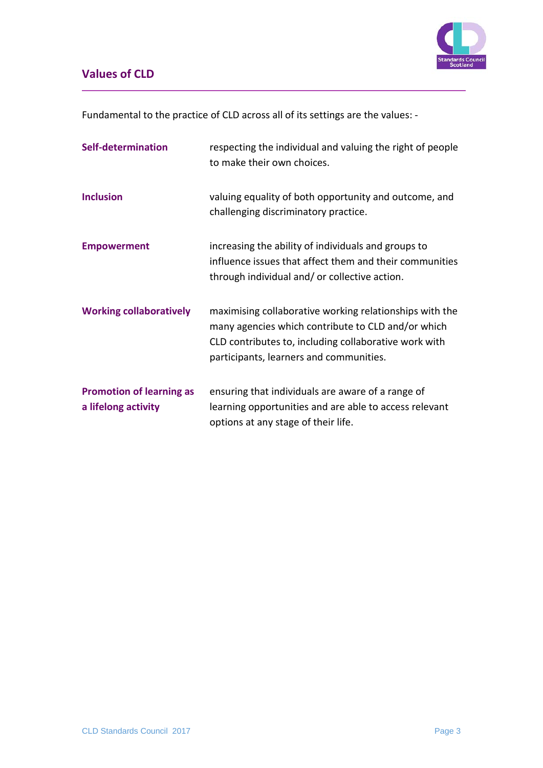## Values of CLD

Fundamental to the practice of CLD across all of its settings are the values: -

**Self-determination** – respecting the individual and valuing the right of people to make their own choices.

**Inclusion** – valuing equality of both opportunity and outcome, and challenging discriminatory practice.

**Empowerment** – increasing the ability of individuals and groups to influence issues that affect them and their communities through individual and/ or collective action.

**Working collaboratively** – maximising collaborative working relationships with the many agencies which contribute to CLD and/or which CLD contributes to, including collaborative work with participants, learners and communities.

**Promotion of learning as a lifelong activity** – ensuring that individuals are aware of a range of learning opportunities and are able to access relevant options at any stage of their life.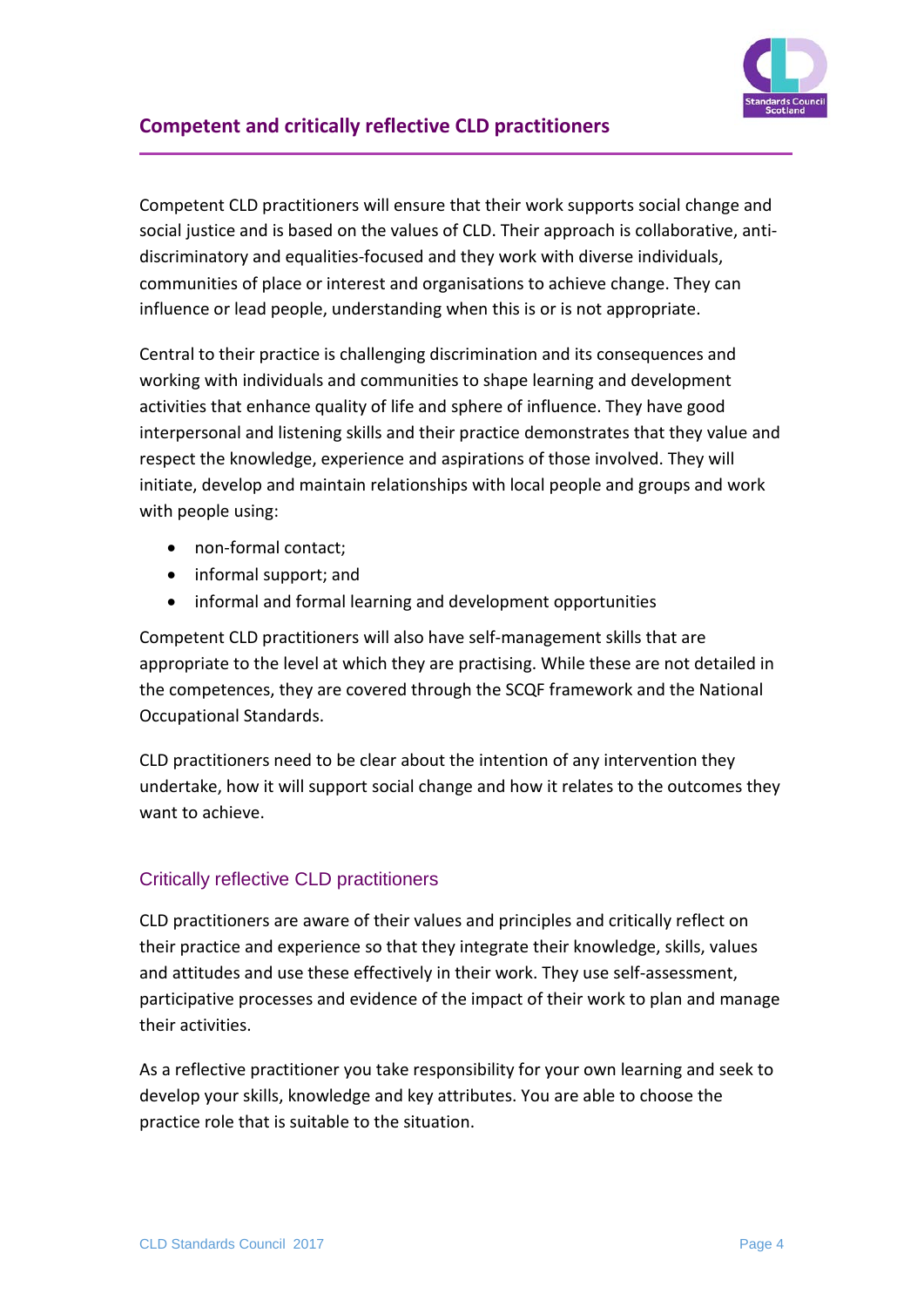## Competent and critically reflective CLD practitioners

Competent CLD practitioners will ensure that their work supports social change and social justice and is based on the values of CLD. Their approach is collaborative, anti-discriminatory and equalities-focused and they work with diverse individuals, communities of place or interest and organisations to achieve change. They can influence or lead people, understanding when this is or is not appropriate.

Central to their practice is challenging discrimination and its consequences and working with individuals and communities to shape learning and development activities that enhance quality of life and sphere of influence. They have good interpersonal and listening skills and their practice demonstrates that they value and respect the knowledge, experience and aspirations of those involved. They will initiate, develop and maintain relationships with local people and groups and work with people using:

- non-formal contact;
- informal support; and
- informal and formal learning and development opportunities

Competent CLD practitioners will also have self-management skills that are appropriate to the level at which they are practising. While these are not detailed in the competences, they are covered through the SCQF framework and the National Occupational Standards.

CLD practitioners need to be clear about the intention of any intervention they undertake, how it will support social change and how it relates to the outcomes they want to achieve.

### Critically reflective CLD practitioners

CLD practitioners are aware of their values and principles and critically reflect on their practice and experience so that they integrate their knowledge, skills, values and attitudes and use these effectively in their work. They use self-assessment, participative processes and evidence of the impact of their work to plan and manage their activities.

As a reflective practitioner you take responsibility for your own learning and seek to develop your skills, knowledge and key attributes. You are able to choose the practice role that is suitable to the situation.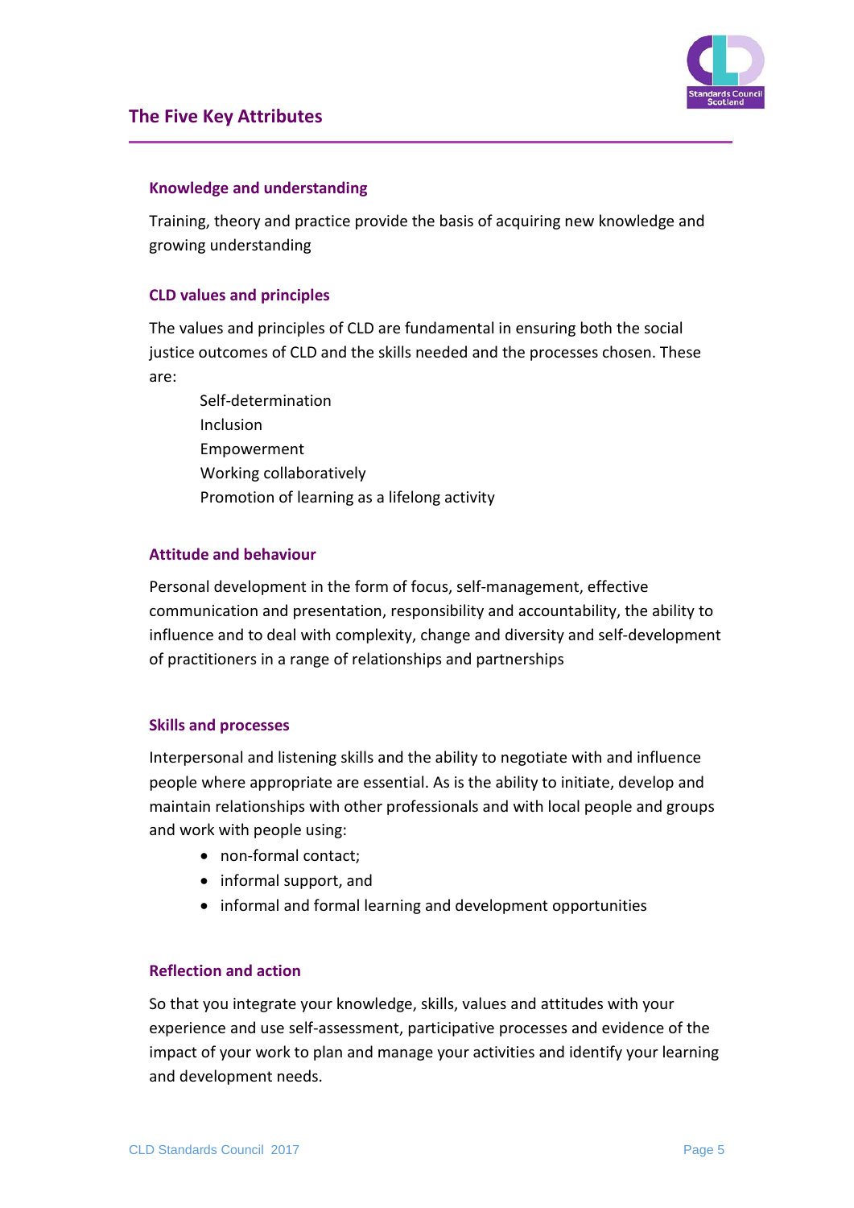## The Five Key Attributes

### Knowledge and understanding

Training, theory and practice provide the basis of acquiring new knowledge and growing understanding

### CLD values and principles

The values and principles of CLD are fundamental in ensuring both the social justice outcomes of CLD and the skills needed and the processes chosen. These are:

- Self-determination
- Inclusion
- Empowerment
- Working collaboratively
- Promotion of learning as a lifelong activity

### Attitude and behaviour

Personal development in the form of focus, self-management, effective communication and presentation, responsibility and accountability, the ability to influence and to deal with complexity, change and diversity and self-development of practitioners in a range of relationships and partnerships

### Skills and processes

Interpersonal and listening skills and the ability to negotiate with and influence people where appropriate are essential. As is the ability to initiate, develop and maintain relationships with other professionals and with local people and groups and work with people using:

- non-formal contact;
- informal support, and
- informal and formal learning and development opportunities

### Reflection and action

So that you integrate your knowledge, skills, values and attitudes with your experience and use self-assessment, participative processes and evidence of the impact of your work to plan and manage your activities and identify your learning and development needs.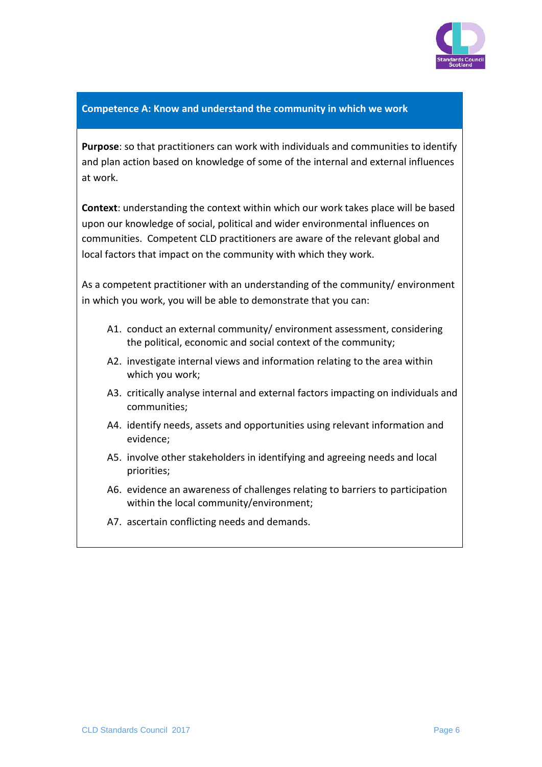## Competence A: Know and understand the community in which we work

**Purpose**: so that practitioners can work with individuals and communities to identify and plan action based on knowledge of some of the internal and external influences at work.

**Context**: understanding the context within which our work takes place will be based upon our knowledge of social, political and wider environmental influences on communities. Competent CLD practitioners are aware of the relevant global and local factors that impact on the community with which they work.

As a competent practitioner with an understanding of the community/ environment in which you work, you will be able to demonstrate that you can:

- A1. conduct an external community/ environment assessment, considering the political, economic and social context of the community;
- A2. investigate internal views and information relating to the area within which you work;
- A3. critically analyse internal and external factors impacting on individuals and communities;
- A4. identify needs, assets and opportunities using relevant information and evidence;
- A5. involve other stakeholders in identifying and agreeing needs and local priorities;
- A6. evidence an awareness of challenges relating to barriers to participation within the local community/environment;
- A7. ascertain conflicting needs and demands.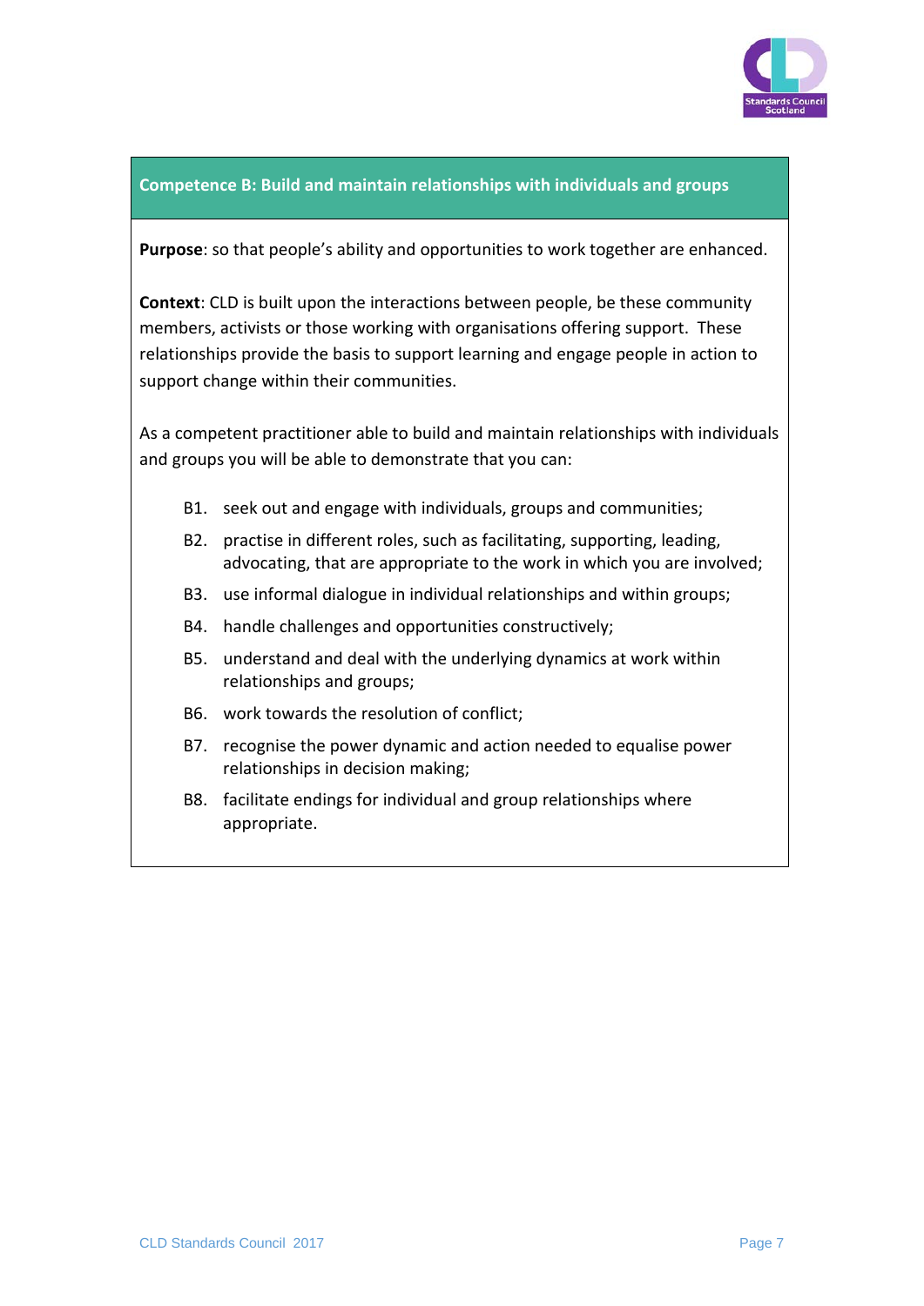## Competence B: Build and maintain relationships with individuals and groups

**Purpose**: so that people's ability and opportunities to work together are enhanced.

**Context**: CLD is built upon the interactions between people, be these community members, activists or those working with organisations offering support. These relationships provide the basis to support learning and engage people in action to support change within their communities.

As a competent practitioner able to build and maintain relationships with individuals and groups you will be able to demonstrate that you can:

- B1. seek out and engage with individuals, groups and communities;
- B2. practise in different roles, such as facilitating, supporting, leading, advocating, that are appropriate to the work in which you are involved;
- B3. use informal dialogue in individual relationships and within groups;
- B4. handle challenges and opportunities constructively;
- B5. understand and deal with the underlying dynamics at work within relationships and groups;
- B6. work towards the resolution of conflict;
- B7. recognise the power dynamic and action needed to equalise power relationships in decision making;
- B8. facilitate endings for individual and group relationships where appropriate.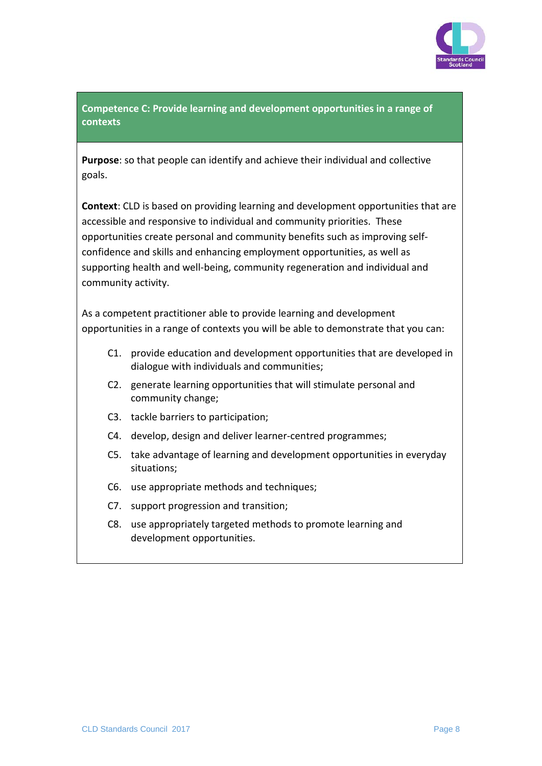## Competence C: Provide learning and development opportunities in a range of contexts

**Purpose**: so that people can identify and achieve their individual and collective goals.

**Context**: CLD is based on providing learning and development opportunities that are accessible and responsive to individual and community priorities. These opportunities create personal and community benefits such as improving self-confidence and skills and enhancing employment opportunities, as well as supporting health and well-being, community regeneration and individual and community activity.

As a competent practitioner able to provide learning and development opportunities in a range of contexts you will be able to demonstrate that you can:

- C1. provide education and development opportunities that are developed in dialogue with individuals and communities;
- C2. generate learning opportunities that will stimulate personal and community change;
- C3. tackle barriers to participation;
- C4. develop, design and deliver learner-centred programmes;
- C5. take advantage of learning and development opportunities in everyday situations;
- C6. use appropriate methods and techniques;
- C7. support progression and transition;
- C8. use appropriately targeted methods to promote learning and development opportunities.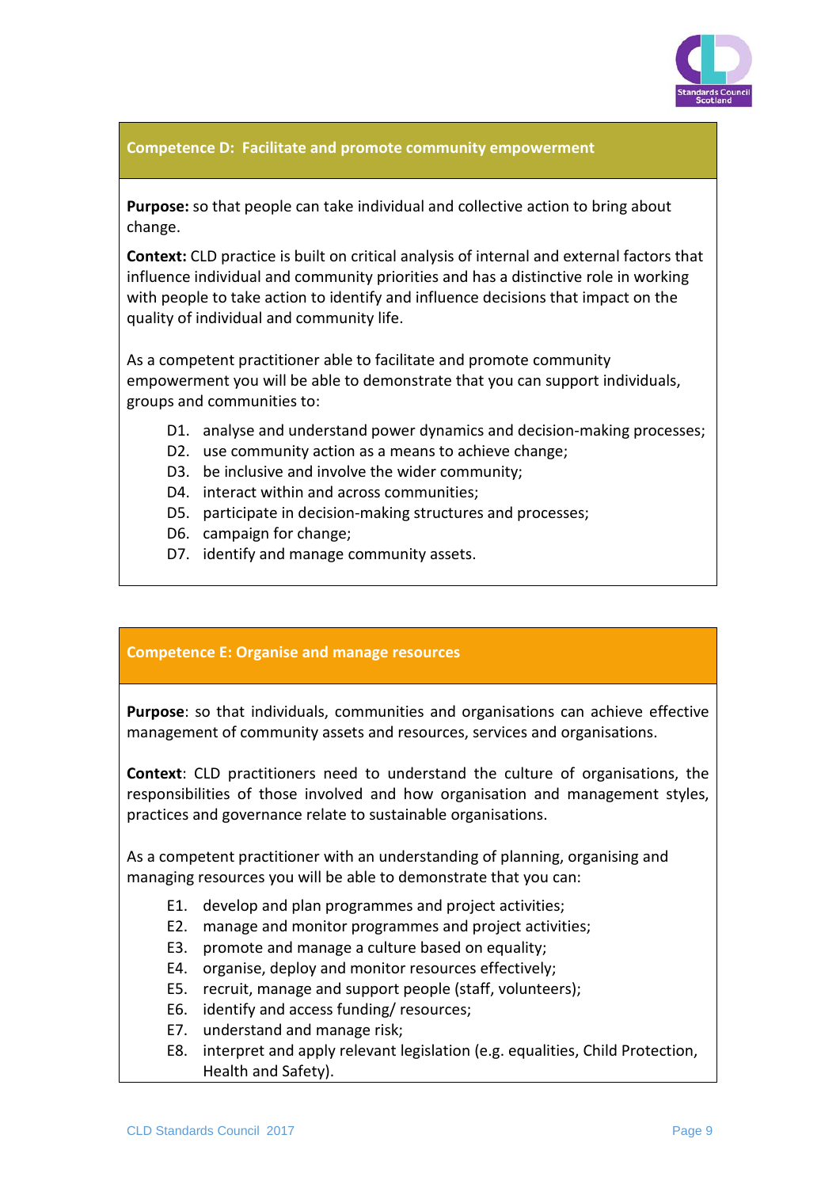## Competence D: Facilitate and promote community empowerment

**Purpose:** so that people can take individual and collective action to bring about change.

**Context:** CLD practice is built on critical analysis of internal and external factors that influence individual and community priorities and has a distinctive role in working with people to take action to identify and influence decisions that impact on the quality of individual and community life.

As a competent practitioner able to facilitate and promote community empowerment you will be able to demonstrate that you can support individuals, groups and communities to:

- D1. analyse and understand power dynamics and decision-making processes;
- D2. use community action as a means to achieve change;
- D3. be inclusive and involve the wider community;
- D4. interact within and across communities;
- D5. participate in decision-making structures and processes;
- D6. campaign for change;
- D7. identify and manage community assets.

## Competence E: Organise and manage resources

**Purpose**: so that individuals, communities and organisations can achieve effective management of community assets and resources, services and organisations.

**Context**: CLD practitioners need to understand the culture of organisations, the responsibilities of those involved and how organisation and management styles, practices and governance relate to sustainable organisations.

As a competent practitioner with an understanding of planning, organising and managing resources you will be able to demonstrate that you can:

- E1. develop and plan programmes and project activities;
- E2. manage and monitor programmes and project activities;
- E3. promote and manage a culture based on equality;
- E4. organise, deploy and monitor resources effectively;
- E5. recruit, manage and support people (staff, volunteers);
- E6. identify and access funding/ resources;
- E7. understand and manage risk;
- E8. interpret and apply relevant legislation (e.g. equalities, Child Protection, Health and Safety).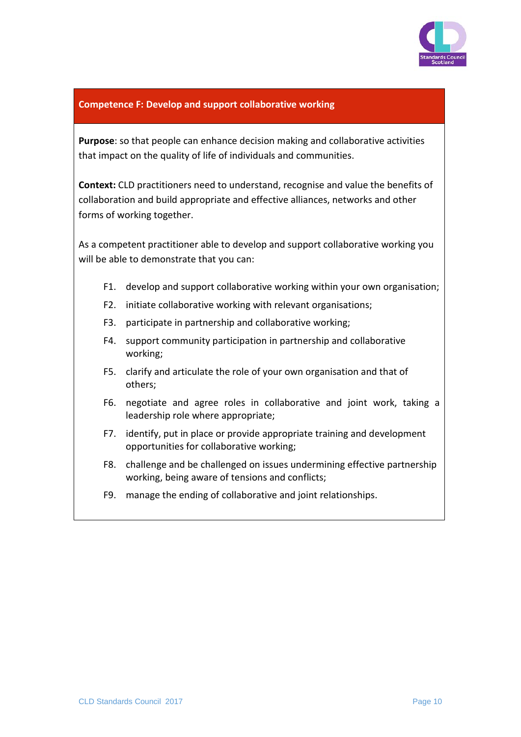## Competence F: Develop and support collaborative working

**Purpose**: so that people can enhance decision making and collaborative activities that impact on the quality of life of individuals and communities.

**Context:** CLD practitioners need to understand, recognise and value the benefits of collaboration and build appropriate and effective alliances, networks and other forms of working together.

As a competent practitioner able to develop and support collaborative working you will be able to demonstrate that you can:

- F1. develop and support collaborative working within your own organisation;
- F2. initiate collaborative working with relevant organisations;
- F3. participate in partnership and collaborative working;
- F4. support community participation in partnership and collaborative working;
- F5. clarify and articulate the role of your own organisation and that of others;
- F6. negotiate and agree roles in collaborative and joint work, taking a leadership role where appropriate;
- F7. identify, put in place or provide appropriate training and development opportunities for collaborative working;
- F8. challenge and be challenged on issues undermining effective partnership working, being aware of tensions and conflicts;
- F9. manage the ending of collaborative and joint relationships.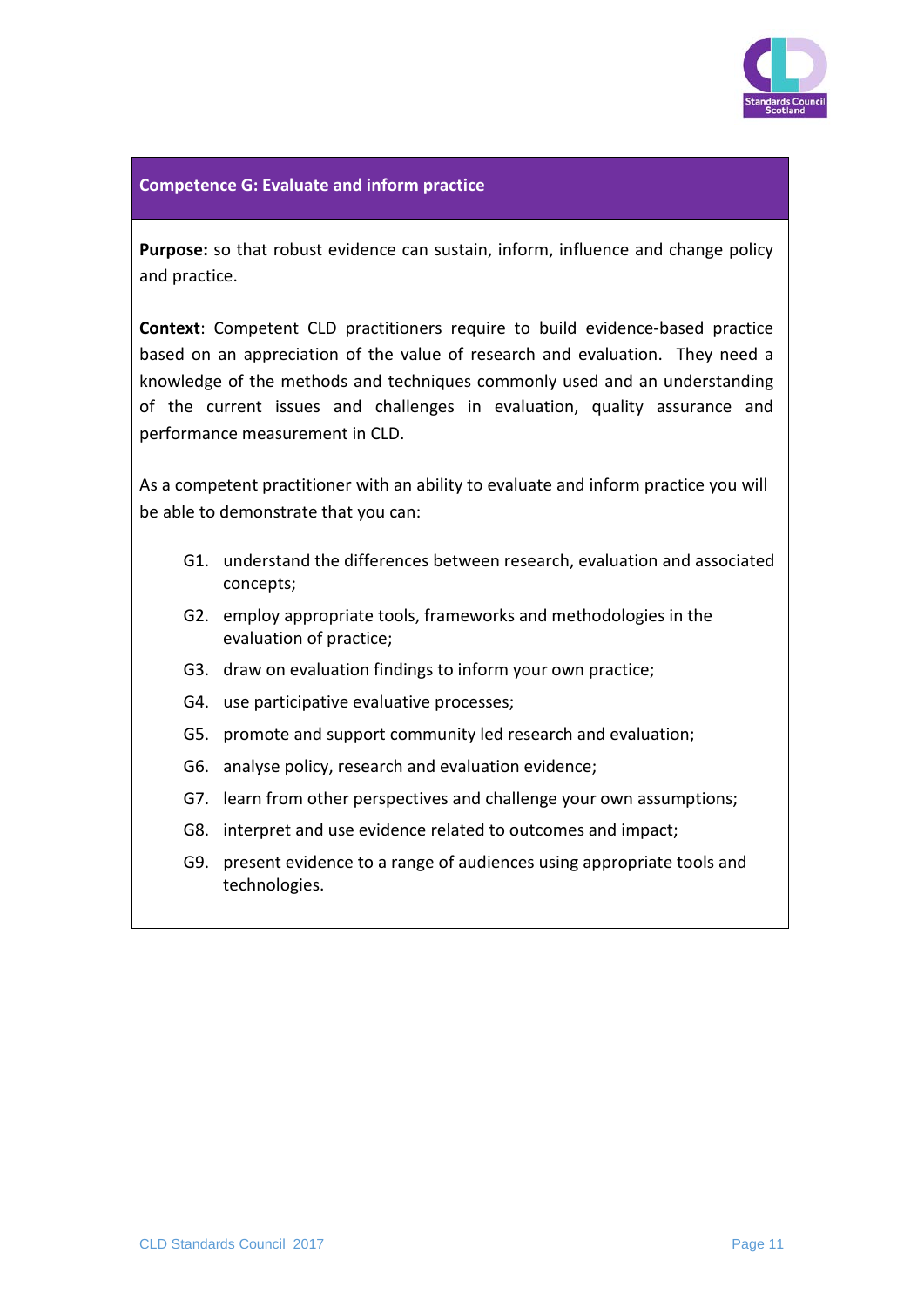## Competence G: Evaluate and inform practice

**Purpose:** so that robust evidence can sustain, inform, influence and change policy and practice.

**Context**: Competent CLD practitioners require to build evidence-based practice based on an appreciation of the value of research and evaluation. They need a knowledge of the methods and techniques commonly used and an understanding of the current issues and challenges in evaluation, quality assurance and performance measurement in CLD.

As a competent practitioner with an ability to evaluate and inform practice you will be able to demonstrate that you can:

- G1. understand the differences between research, evaluation and associated concepts;
- G2. employ appropriate tools, frameworks and methodologies in the evaluation of practice;
- G3. draw on evaluation findings to inform your own practice;
- G4. use participative evaluative processes;
- G5. promote and support community led research and evaluation;
- G6. analyse policy, research and evaluation evidence;
- G7. learn from other perspectives and challenge your own assumptions;
- G8. interpret and use evidence related to outcomes and impact;
- G9. present evidence to a range of audiences using appropriate tools and technologies.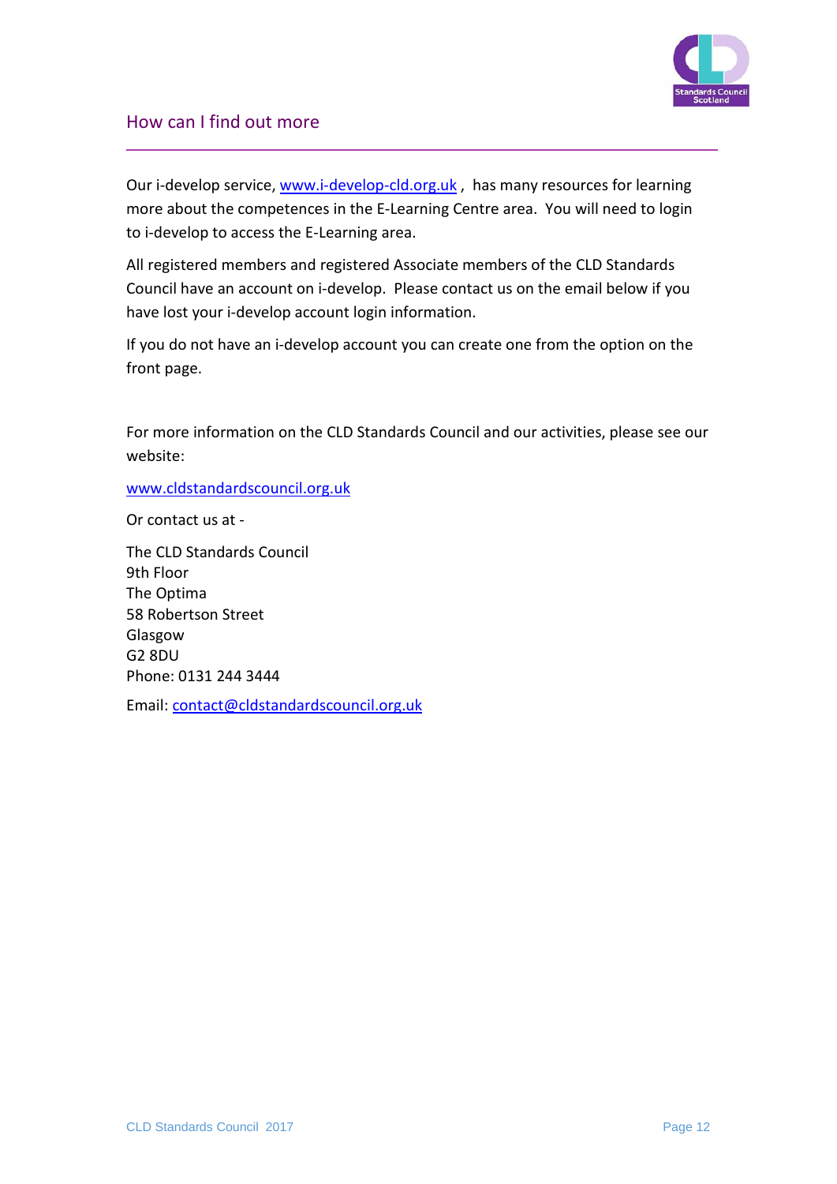## How can I find out more

Our i-develop service, [www.i-develop-cld.org.uk](http://www.i-develop-cld.org.uk) , has many resources for learning more about the competences in the E-Learning Centre area. You will need to login to i-develop to access the E-Learning area.

All registered members and registered Associate members of the CLD Standards Council have an account on i-develop. Please contact us on the email below if you have lost your i-develop account login information.

If you do not have an i-develop account you can create one from the option on the front page.

For more information on the CLD Standards Council and our activities, please see our website:

[www.cldstandardscouncil.org.uk](http://www.cldstandardscouncil.org.uk)

Or contact us at -

The CLD Standards Council
9th Floor
The Optima
58 Robertson Street
Glasgow
G2 8DU
Phone: 0131 244 3444

Email: [contact@cldstandardscouncil.org.uk](mailto:contact@cldstandardscouncil.org.uk)